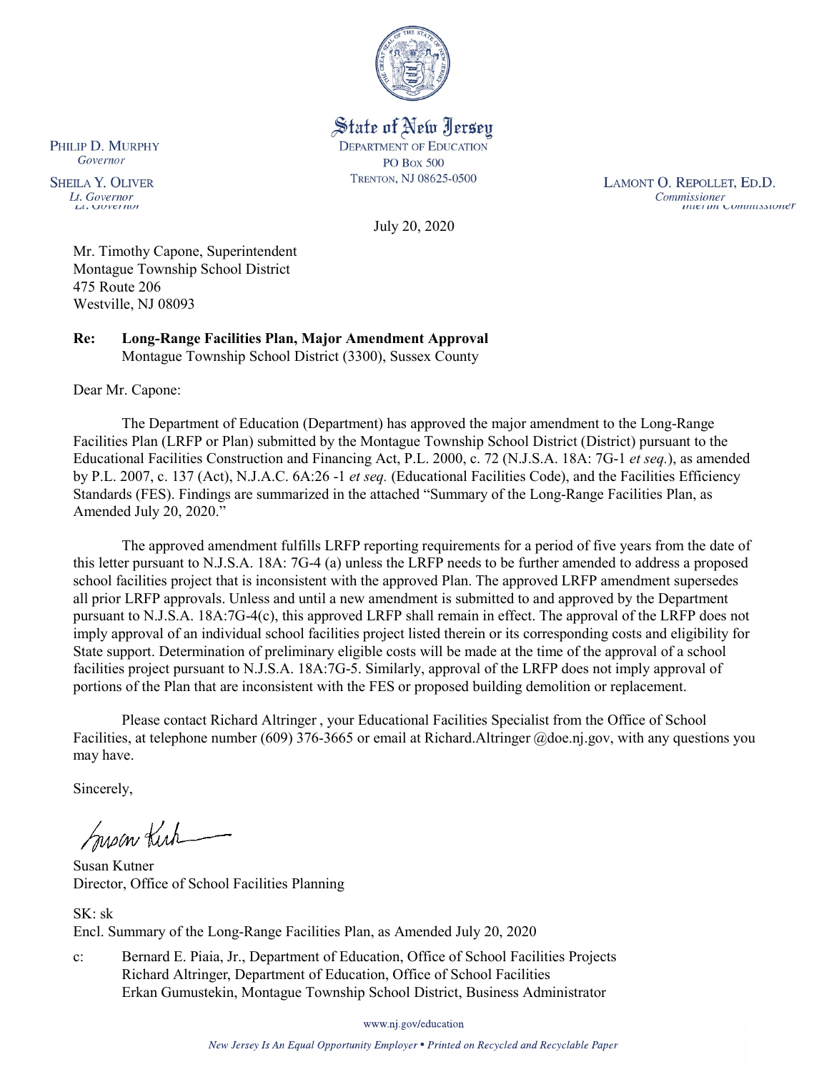State of New Jersey
DEPARTMENT OF EDUCATION
PO BOX 500
TRENTON, NJ 08625-0500

PHILIP D. MURPHY
*Governor*

SHEILA Y. OLIVER
*Lt. Governor*

LAMONT O. REPOLLET, ED.D.
*Commissioner*

July 20, 2020

Mr. Timothy Capone, Superintendent
Montague Township School District
475 Route 206
Westville, NJ 08093

**Re: Long-Range Facilities Plan, Major Amendment Approval**
Montague Township School District (3300), Sussex County

Dear Mr. Capone:

The Department of Education (Department) has approved the major amendment to the Long-Range Facilities Plan (LRFP or Plan) submitted by the Montague Township School District (District) pursuant to the Educational Facilities Construction and Financing Act, P.L. 2000, c. 72 (N.J.S.A. 18A: 7G-1 *et seq.*), as amended by P.L. 2007, c. 137 (Act), N.J.A.C. 6A:26 -1 *et seq.* (Educational Facilities Code), and the Facilities Efficiency Standards (FES). Findings are summarized in the attached "Summary of the Long-Range Facilities Plan, as Amended July 20, 2020."

The approved amendment fulfills LRFP reporting requirements for a period of five years from the date of this letter pursuant to N.J.S.A. 18A: 7G-4 (a) unless the LRFP needs to be further amended to address a proposed school facilities project that is inconsistent with the approved Plan. The approved LRFP amendment supersedes all prior LRFP approvals. Unless and until a new amendment is submitted to and approved by the Department pursuant to N.J.S.A. 18A:7G-4(c), this approved LRFP shall remain in effect. The approval of the LRFP does not imply approval of an individual school facilities project listed therein or its corresponding costs and eligibility for State support. Determination of preliminary eligible costs will be made at the time of the approval of a school facilities project pursuant to N.J.S.A. 18A:7G-5. Similarly, approval of the LRFP does not imply approval of portions of the Plan that are inconsistent with the FES or proposed building demolition or replacement.

Please contact Richard Altringer , your Educational Facilities Specialist from the Office of School Facilities, at telephone number (609) 376-3665 or email at Richard.Altringer @doe.nj.gov, with any questions you may have.

Sincerely,

Susan Kutner
Director, Office of School Facilities Planning

SK: sk
Encl. Summary of the Long-Range Facilities Plan, as Amended July 20, 2020

c: Bernard E. Piaia, Jr., Department of Education, Office of School Facilities Projects
Richard Altringer, Department of Education, Office of School Facilities
Erkan Gumustekin, Montague Township School District, Business Administrator

www.nj.gov/education

*New Jersey Is An Equal Opportunity Employer • Printed on Recycled and Recyclable Paper*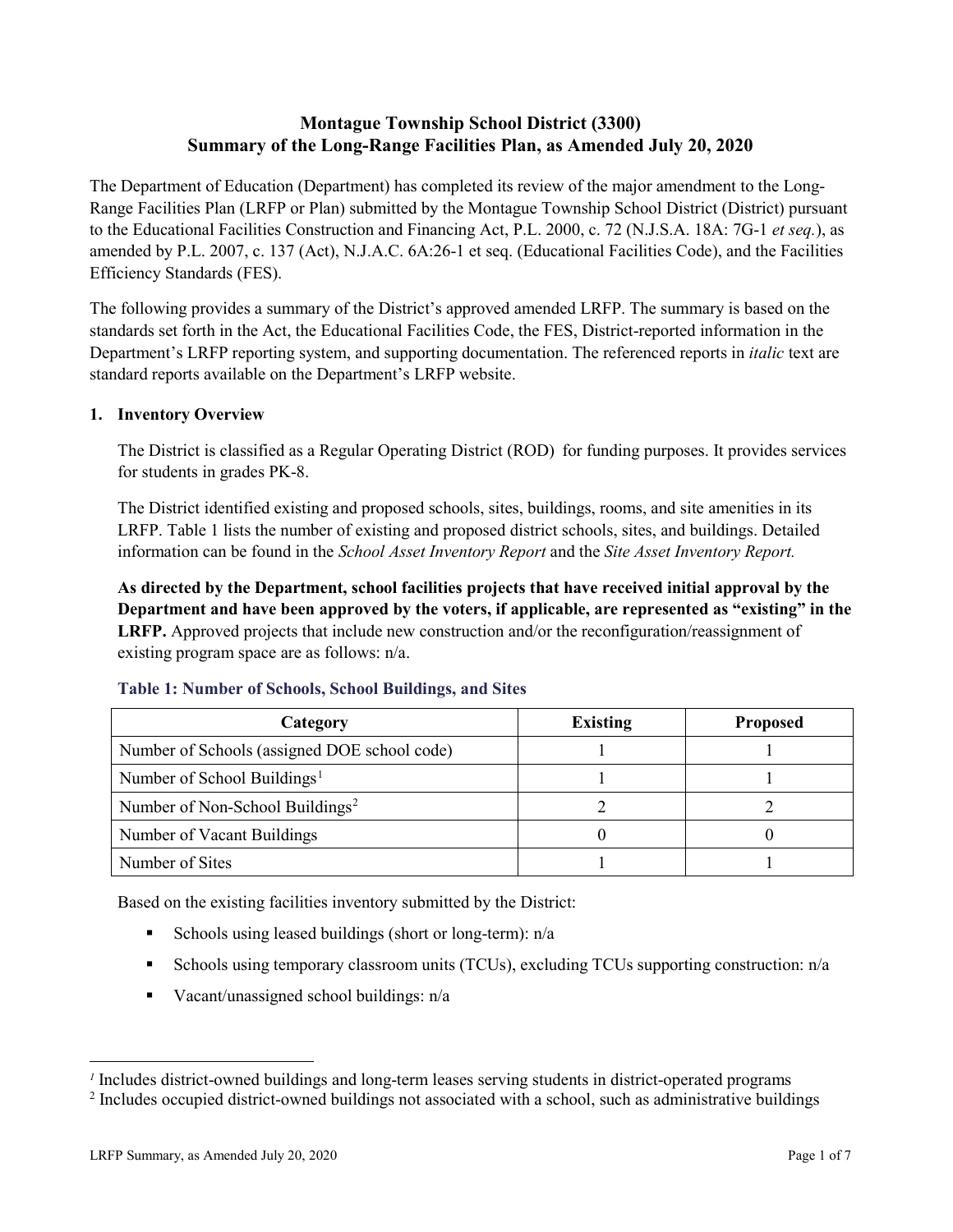# Montague Township School District (3300)
# Summary of the Long-Range Facilities Plan, as Amended July 20, 2020

The Department of Education (Department) has completed its review of the major amendment to the Long-Range Facilities Plan (LRFP or Plan) submitted by the Montague Township School District (District) pursuant to the Educational Facilities Construction and Financing Act, P.L. 2000, c. 72 (N.J.S.A. 18A: 7G-1 *et seq.*), as amended by P.L. 2007, c. 137 (Act), N.J.A.C. 6A:26-1 et seq. (Educational Facilities Code), and the Facilities Efficiency Standards (FES).

The following provides a summary of the District's approved amended LRFP. The summary is based on the standards set forth in the Act, the Educational Facilities Code, the FES, District-reported information in the Department's LRFP reporting system, and supporting documentation. The referenced reports in *italic* text are standard reports available on the Department's LRFP website.

## 1. Inventory Overview

The District is classified as a Regular Operating District (ROD) for funding purposes. It provides services for students in grades PK-8.

The District identified existing and proposed schools, sites, buildings, rooms, and site amenities in its LRFP. Table 1 lists the number of existing and proposed district schools, sites, and buildings. Detailed information can be found in the *School Asset Inventory Report* and the *Site Asset Inventory Report.*

**As directed by the Department, school facilities projects that have received initial approval by the Department and have been approved by the voters, if applicable, are represented as "existing" in the LRFP.** Approved projects that include new construction and/or the reconfiguration/reassignment of existing program space are as follows: n/a.

### Table 1: Number of Schools, School Buildings, and Sites

| Category | Existing | Proposed |
|---|---|---|
| Number of Schools (assigned DOE school code) | 1 | 1 |
| Number of School Buildings[1] | 1 | 1 |
| Number of Non-School Buildings[2] | 2 | 2 |
| Number of Vacant Buildings | 0 | 0 |
| Number of Sites | 1 | 1 |

Based on the existing facilities inventory submitted by the District:

- Schools using leased buildings (short or long-term): n/a
- Schools using temporary classroom units (TCUs), excluding TCUs supporting construction: n/a
- Vacant/unassigned school buildings: n/a

[1] Includes district-owned buildings and long-term leases serving students in district-operated programs

[2] Includes occupied district-owned buildings not associated with a school, such as administrative buildings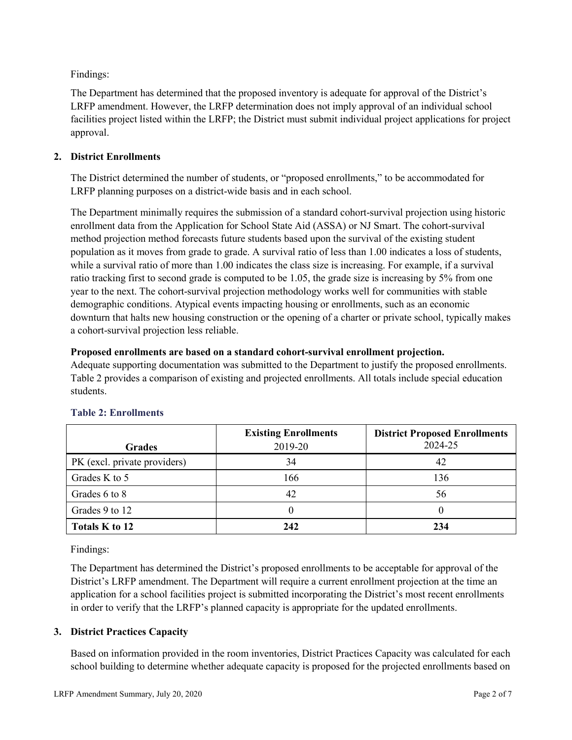Findings:

The Department has determined that the proposed inventory is adequate for approval of the District's LRFP amendment. However, the LRFP determination does not imply approval of an individual school facilities project listed within the LRFP; the District must submit individual project applications for project approval.

## 2. District Enrollments

The District determined the number of students, or "proposed enrollments," to be accommodated for LRFP planning purposes on a district-wide basis and in each school.

The Department minimally requires the submission of a standard cohort-survival projection using historic enrollment data from the Application for School State Aid (ASSA) or NJ Smart. The cohort-survival method projection method forecasts future students based upon the survival of the existing student population as it moves from grade to grade. A survival ratio of less than 1.00 indicates a loss of students, while a survival ratio of more than 1.00 indicates the class size is increasing. For example, if a survival ratio tracking first to second grade is computed to be 1.05, the grade size is increasing by 5% from one year to the next. The cohort-survival projection methodology works well for communities with stable demographic conditions. Atypical events impacting housing or enrollments, such as an economic downturn that halts new housing construction or the opening of a charter or private school, typically makes a cohort-survival projection less reliable.

**Proposed enrollments are based on a standard cohort-survival enrollment projection.**
Adequate supporting documentation was submitted to the Department to justify the proposed enrollments. Table 2 provides a comparison of existing and projected enrollments. All totals include special education students.

### Table 2: Enrollments

| Grades | Existing Enrollments 2019-20 | District Proposed Enrollments 2024-25 |
|---|---|---|
| PK (excl. private providers) | 34 | 42 |
| Grades K to 5 | 166 | 136 |
| Grades 6 to 8 | 42 | 56 |
| Grades 9 to 12 | 0 | 0 |
| **Totals K to 12** | **242** | **234** |

Findings:

The Department has determined the District's proposed enrollments to be acceptable for approval of the District's LRFP amendment. The Department will require a current enrollment projection at the time an application for a school facilities project is submitted incorporating the District's most recent enrollments in order to verify that the LRFP's planned capacity is appropriate for the updated enrollments.

## 3. District Practices Capacity

Based on information provided in the room inventories, District Practices Capacity was calculated for each school building to determine whether adequate capacity is proposed for the projected enrollments based on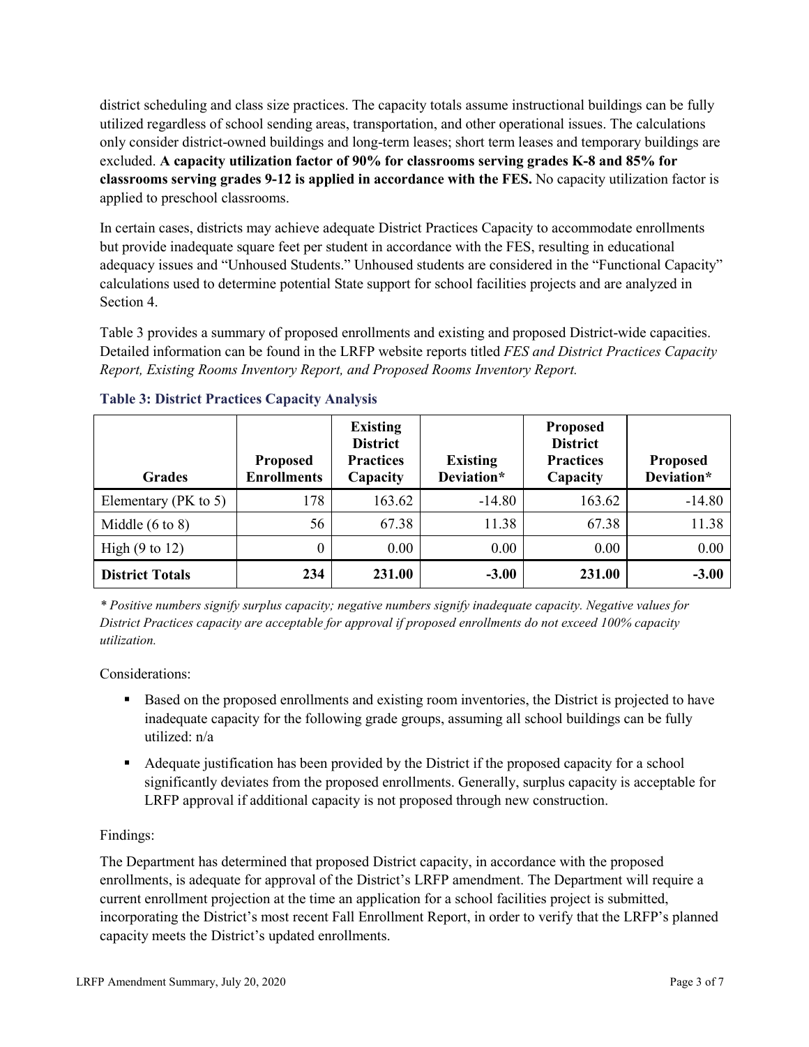district scheduling and class size practices. The capacity totals assume instructional buildings can be fully utilized regardless of school sending areas, transportation, and other operational issues. The calculations only consider district-owned buildings and long-term leases; short term leases and temporary buildings are excluded. **A capacity utilization factor of 90% for classrooms serving grades K-8 and 85% for classrooms serving grades 9-12 is applied in accordance with the FES.** No capacity utilization factor is applied to preschool classrooms.

In certain cases, districts may achieve adequate District Practices Capacity to accommodate enrollments but provide inadequate square feet per student in accordance with the FES, resulting in educational adequacy issues and "Unhoused Students." Unhoused students are considered in the "Functional Capacity" calculations used to determine potential State support for school facilities projects and are analyzed in Section 4.

Table 3 provides a summary of proposed enrollments and existing and proposed District-wide capacities. Detailed information can be found in the LRFP website reports titled *FES and District Practices Capacity Report, Existing Rooms Inventory Report, and Proposed Rooms Inventory Report.*

### Table 3: District Practices Capacity Analysis

| Grades | Proposed Enrollments | Existing District Practices Capacity | Existing Deviation* | Proposed District Practices Capacity | Proposed Deviation* |
|---|---|---|---|---|---|
| Elementary (PK to 5) | 178 | 163.62 | -14.80 | 163.62 | -14.80 |
| Middle (6 to 8) | 56 | 67.38 | 11.38 | 67.38 | 11.38 |
| High (9 to 12) | 0 | 0.00 | 0.00 | 0.00 | 0.00 |
| **District Totals** | **234** | **231.00** | **-3.00** | **231.00** | **-3.00** |

*\* Positive numbers signify surplus capacity; negative numbers signify inadequate capacity. Negative values for District Practices capacity are acceptable for approval if proposed enrollments do not exceed 100% capacity utilization.*

Considerations:

- Based on the proposed enrollments and existing room inventories, the District is projected to have inadequate capacity for the following grade groups, assuming all school buildings can be fully utilized: n/a
- Adequate justification has been provided by the District if the proposed capacity for a school significantly deviates from the proposed enrollments. Generally, surplus capacity is acceptable for LRFP approval if additional capacity is not proposed through new construction.

Findings:

The Department has determined that proposed District capacity, in accordance with the proposed enrollments, is adequate for approval of the District's LRFP amendment. The Department will require a current enrollment projection at the time an application for a school facilities project is submitted, incorporating the District's most recent Fall Enrollment Report, in order to verify that the LRFP's planned capacity meets the District's updated enrollments.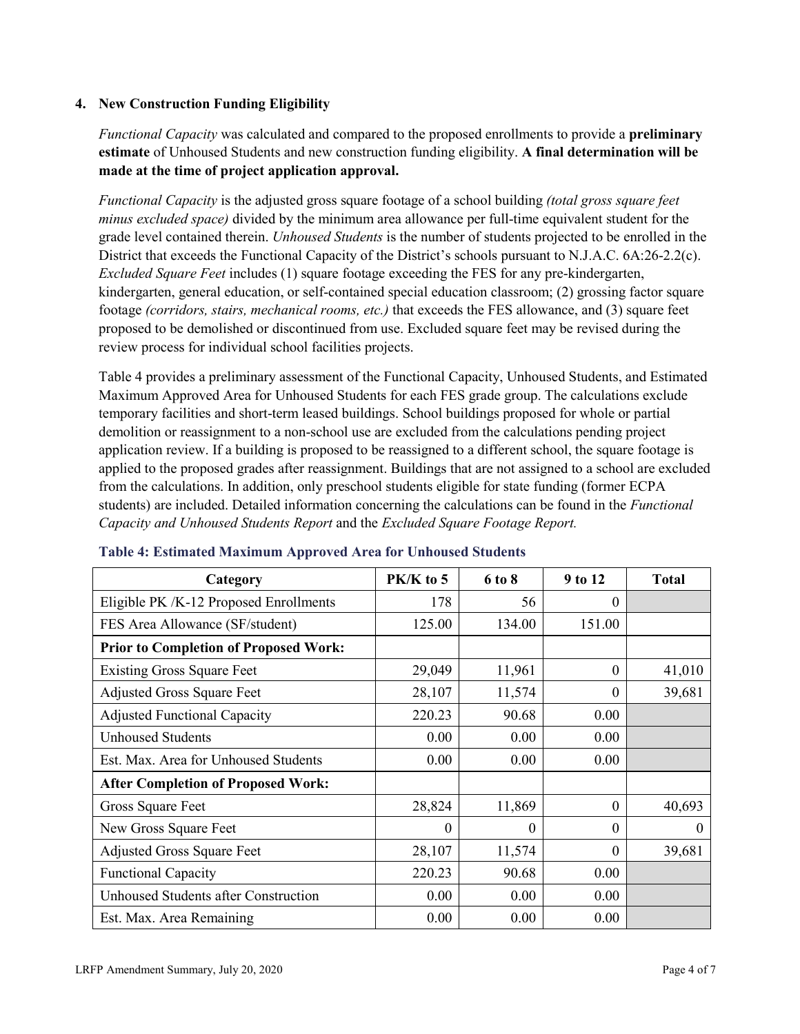## 4. New Construction Funding Eligibility

*Functional Capacity* was calculated and compared to the proposed enrollments to provide a **preliminary estimate** of Unhoused Students and new construction funding eligibility. **A final determination will be made at the time of project application approval.**

*Functional Capacity* is the adjusted gross square footage of a school building *(total gross square feet minus excluded space)* divided by the minimum area allowance per full-time equivalent student for the grade level contained therein. *Unhoused Students* is the number of students projected to be enrolled in the District that exceeds the Functional Capacity of the District's schools pursuant to N.J.A.C. 6A:26-2.2(c). *Excluded Square Feet* includes (1) square footage exceeding the FES for any pre-kindergarten, kindergarten, general education, or self-contained special education classroom; (2) grossing factor square footage *(corridors, stairs, mechanical rooms, etc.)* that exceeds the FES allowance, and (3) square feet proposed to be demolished or discontinued from use. Excluded square feet may be revised during the review process for individual school facilities projects.

Table 4 provides a preliminary assessment of the Functional Capacity, Unhoused Students, and Estimated Maximum Approved Area for Unhoused Students for each FES grade group. The calculations exclude temporary facilities and short-term leased buildings. School buildings proposed for whole or partial demolition or reassignment to a non-school use are excluded from the calculations pending project application review. If a building is proposed to be reassigned to a different school, the square footage is applied to the proposed grades after reassignment. Buildings that are not assigned to a school are excluded from the calculations. In addition, only preschool students eligible for state funding (former ECPA students) are included. Detailed information concerning the calculations can be found in the *Functional Capacity and Unhoused Students Report* and the *Excluded Square Footage Report.*

**Table 4: Estimated Maximum Approved Area for Unhoused Students**

| Category | PK/K to 5 | 6 to 8 | 9 to 12 | Total |
|---|---|---|---|---|
| Eligible PK /K-12 Proposed Enrollments | 178 | 56 | 0 | |
| FES Area Allowance (SF/student) | 125.00 | 134.00 | 151.00 | |
| **Prior to Completion of Proposed Work:** | | | | |
| Existing Gross Square Feet | 29,049 | 11,961 | 0 | 41,010 |
| Adjusted Gross Square Feet | 28,107 | 11,574 | 0 | 39,681 |
| Adjusted Functional Capacity | 220.23 | 90.68 | 0.00 | |
| Unhoused Students | 0.00 | 0.00 | 0.00 | |
| Est. Max. Area for Unhoused Students | 0.00 | 0.00 | 0.00 | |
| **After Completion of Proposed Work:** | | | | |
| Gross Square Feet | 28,824 | 11,869 | 0 | 40,693 |
| New Gross Square Feet | 0 | 0 | 0 | 0 |
| Adjusted Gross Square Feet | 28,107 | 11,574 | 0 | 39,681 |
| Functional Capacity | 220.23 | 90.68 | 0.00 | |
| Unhoused Students after Construction | 0.00 | 0.00 | 0.00 | |
| Est. Max. Area Remaining | 0.00 | 0.00 | 0.00 | |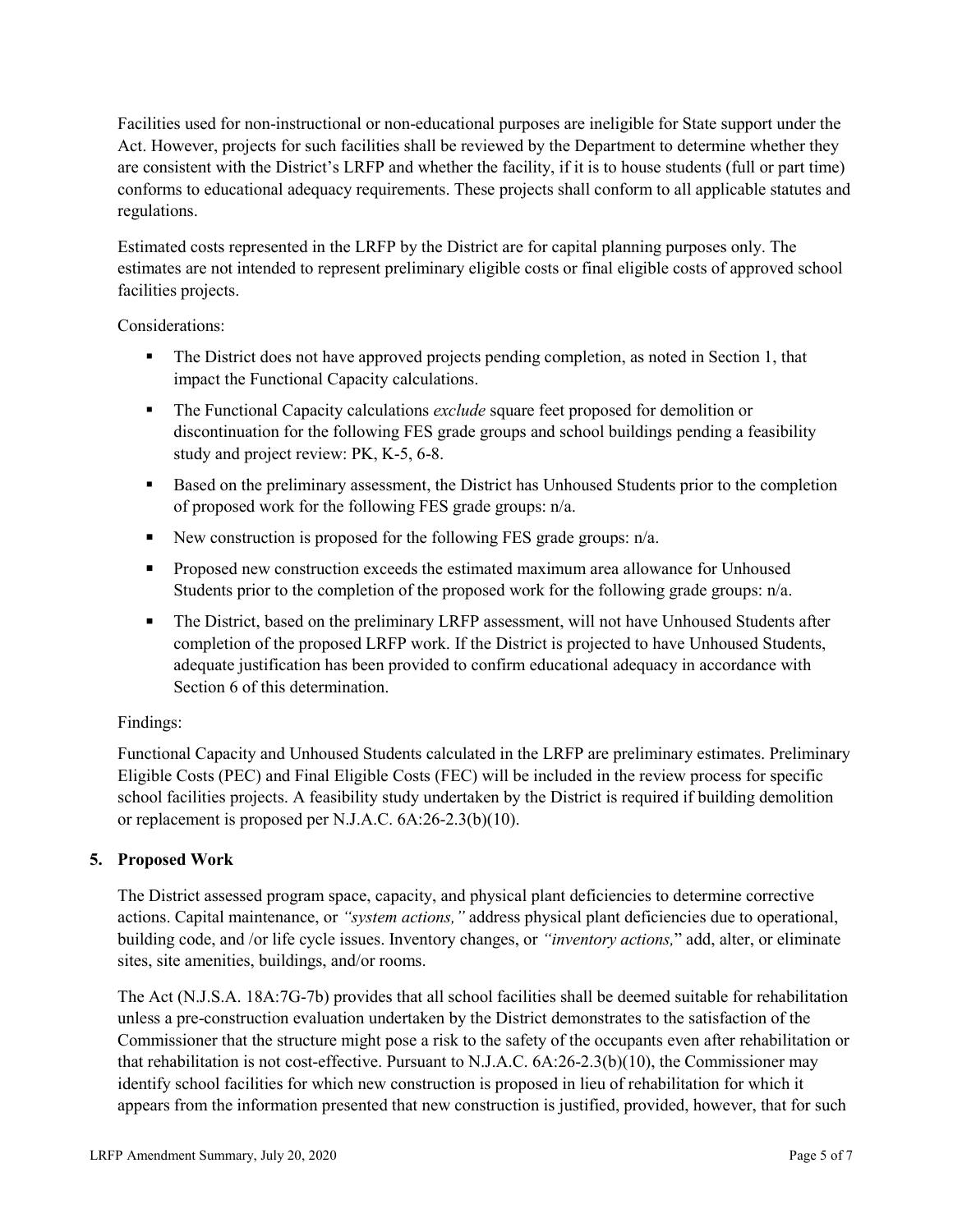Facilities used for non-instructional or non-educational purposes are ineligible for State support under the Act. However, projects for such facilities shall be reviewed by the Department to determine whether they are consistent with the District's LRFP and whether the facility, if it is to house students (full or part time) conforms to educational adequacy requirements. These projects shall conform to all applicable statutes and regulations.

Estimated costs represented in the LRFP by the District are for capital planning purposes only. The estimates are not intended to represent preliminary eligible costs or final eligible costs of approved school facilities projects.

Considerations:

- The District does not have approved projects pending completion, as noted in Section 1, that impact the Functional Capacity calculations.
- The Functional Capacity calculations *exclude* square feet proposed for demolition or discontinuation for the following FES grade groups and school buildings pending a feasibility study and project review: PK, K-5, 6-8.
- Based on the preliminary assessment, the District has Unhoused Students prior to the completion of proposed work for the following FES grade groups: n/a.
- New construction is proposed for the following FES grade groups: n/a.
- Proposed new construction exceeds the estimated maximum area allowance for Unhoused Students prior to the completion of the proposed work for the following grade groups: n/a.
- The District, based on the preliminary LRFP assessment, will not have Unhoused Students after completion of the proposed LRFP work. If the District is projected to have Unhoused Students, adequate justification has been provided to confirm educational adequacy in accordance with Section 6 of this determination.

Findings:

Functional Capacity and Unhoused Students calculated in the LRFP are preliminary estimates. Preliminary Eligible Costs (PEC) and Final Eligible Costs (FEC) will be included in the review process for specific school facilities projects. A feasibility study undertaken by the District is required if building demolition or replacement is proposed per N.J.A.C. 6A:26-2.3(b)(10).

## 5. Proposed Work

The District assessed program space, capacity, and physical plant deficiencies to determine corrective actions. Capital maintenance, or *"system actions,"* address physical plant deficiencies due to operational, building code, and /or life cycle issues. Inventory changes, or *"inventory actions,"* add, alter, or eliminate sites, site amenities, buildings, and/or rooms.

The Act (N.J.S.A. 18A:7G-7b) provides that all school facilities shall be deemed suitable for rehabilitation unless a pre-construction evaluation undertaken by the District demonstrates to the satisfaction of the Commissioner that the structure might pose a risk to the safety of the occupants even after rehabilitation or that rehabilitation is not cost-effective. Pursuant to N.J.A.C. 6A:26-2.3(b)(10), the Commissioner may identify school facilities for which new construction is proposed in lieu of rehabilitation for which it appears from the information presented that new construction is justified, provided, however, that for such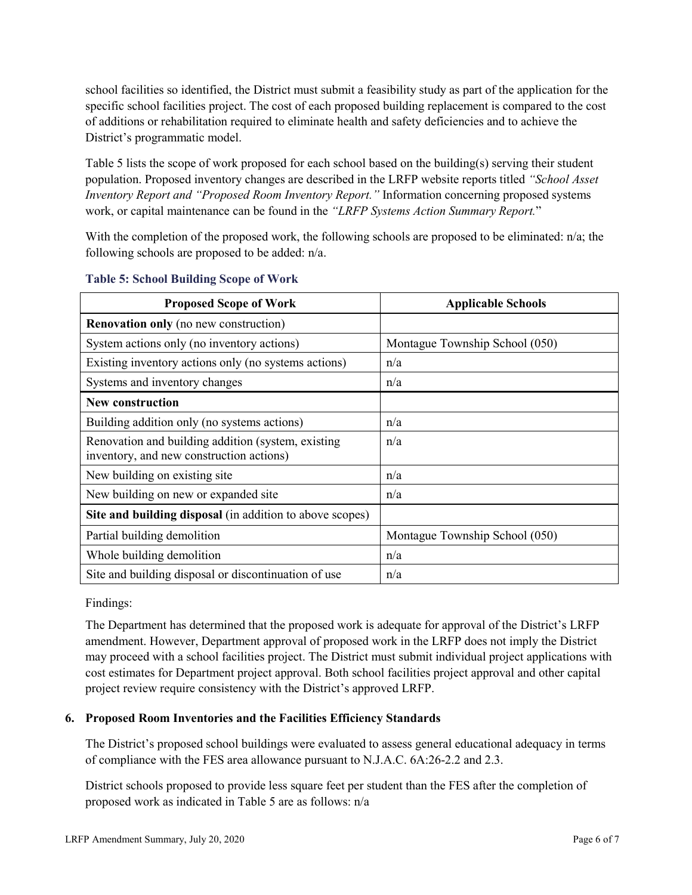school facilities so identified, the District must submit a feasibility study as part of the application for the specific school facilities project. The cost of each proposed building replacement is compared to the cost of additions or rehabilitation required to eliminate health and safety deficiencies and to achieve the District's programmatic model.

Table 5 lists the scope of work proposed for each school based on the building(s) serving their student population. Proposed inventory changes are described in the LRFP website reports titled *"School Asset Inventory Report and "Proposed Room Inventory Report."* Information concerning proposed systems work, or capital maintenance can be found in the *"LRFP Systems Action Summary Report."*

With the completion of the proposed work, the following schools are proposed to be eliminated: n/a; the following schools are proposed to be added: n/a.

**Table 5: School Building Scope of Work**

| Proposed Scope of Work | Applicable Schools |
|---|---|
| **Renovation only** (no new construction) | |
| System actions only (no inventory actions) | Montague Township School (050) |
| Existing inventory actions only (no systems actions) | n/a |
| Systems and inventory changes | n/a |
| **New construction** | |
| Building addition only (no systems actions) | n/a |
| Renovation and building addition (system, existing inventory, and new construction actions) | n/a |
| New building on existing site | n/a |
| New building on new or expanded site | n/a |
| **Site and building disposal** (in addition to above scopes) | |
| Partial building demolition | Montague Township School (050) |
| Whole building demolition | n/a |
| Site and building disposal or discontinuation of use | n/a |

Findings:

The Department has determined that the proposed work is adequate for approval of the District's LRFP amendment. However, Department approval of proposed work in the LRFP does not imply the District may proceed with a school facilities project. The District must submit individual project applications with cost estimates for Department project approval. Both school facilities project approval and other capital project review require consistency with the District's approved LRFP.

### 6. Proposed Room Inventories and the Facilities Efficiency Standards

The District's proposed school buildings were evaluated to assess general educational adequacy in terms of compliance with the FES area allowance pursuant to N.J.A.C. 6A:26-2.2 and 2.3.

District schools proposed to provide less square feet per student than the FES after the completion of proposed work as indicated in Table 5 are as follows: n/a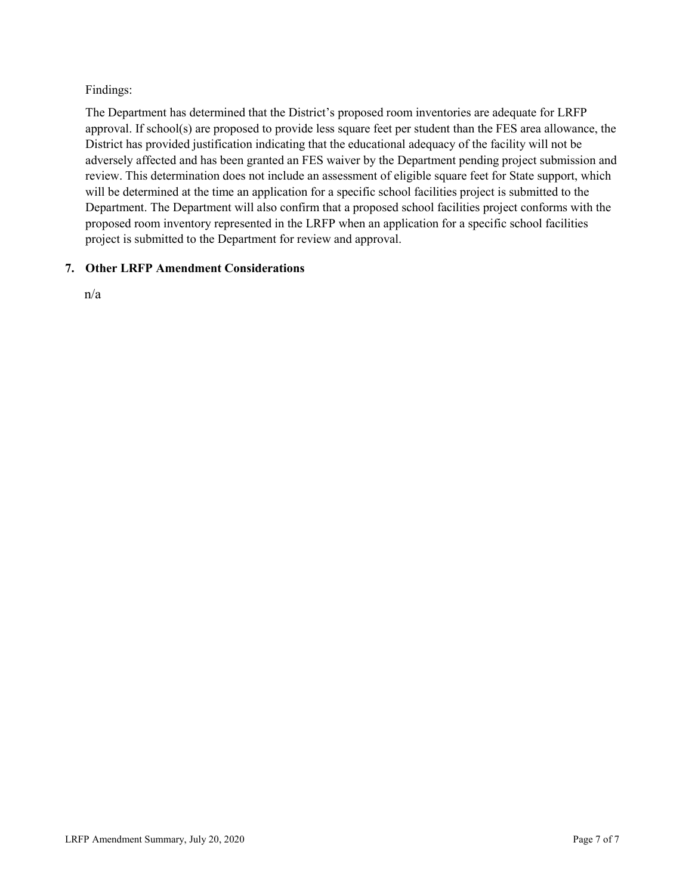Findings:

The Department has determined that the District's proposed room inventories are adequate for LRFP approval. If school(s) are proposed to provide less square feet per student than the FES area allowance, the District has provided justification indicating that the educational adequacy of the facility will not be adversely affected and has been granted an FES waiver by the Department pending project submission and review. This determination does not include an assessment of eligible square feet for State support, which will be determined at the time an application for a specific school facilities project is submitted to the Department. The Department will also confirm that a proposed school facilities project conforms with the proposed room inventory represented in the LRFP when an application for a specific school facilities project is submitted to the Department for review and approval.

## 7. Other LRFP Amendment Considerations

n/a